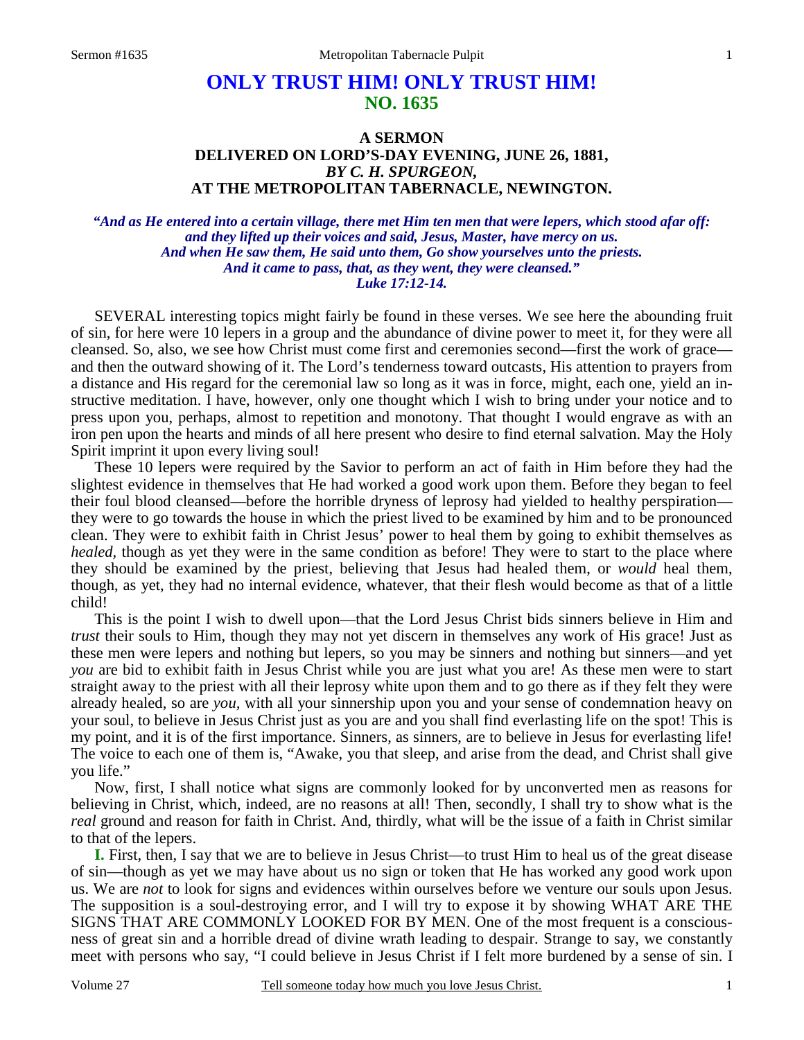# ONLY TRUST HIM! ONLY TRUST HIM!
## NO. 1635

### A SERMON
### DELIVERED ON LORD'S-DAY EVENING, JUNE 26, 1881,
### *BY C. H. SPURGEON,*
### AT THE METROPOLITAN TABERNACLE, NEWINGTON.

***"And as He entered into a certain village, there met Him ten men that were lepers, which stood afar off: and they lifted up their voices and said, Jesus, Master, have mercy on us. And when He saw them, He said unto them, Go show yourselves unto the priests. And it came to pass, that, as they went, they were cleansed." Luke 17:12-14.***

SEVERAL interesting topics might fairly be found in these verses. We see here the abounding fruit of sin, for here were 10 lepers in a group and the abundance of divine power to meet it, for they were all cleansed. So, also, we see how Christ must come first and ceremonies second—first the work of grace—and then the outward showing of it. The Lord's tenderness toward outcasts, His attention to prayers from a distance and His regard for the ceremonial law so long as it was in force, might, each one, yield an instructive meditation. I have, however, only one thought which I wish to bring under your notice and to press upon you, perhaps, almost to repetition and monotony. That thought I would engrave as with an iron pen upon the hearts and minds of all here present who desire to find eternal salvation. May the Holy Spirit imprint it upon every living soul!

These 10 lepers were required by the Savior to perform an act of faith in Him before they had the slightest evidence in themselves that He had worked a good work upon them. Before they began to feel their foul blood cleansed—before the horrible dryness of leprosy had yielded to healthy perspiration—they were to go towards the house in which the priest lived to be examined by him and to be pronounced clean. They were to exhibit faith in Christ Jesus' power to heal them by going to exhibit themselves as *healed,* though as yet they were in the same condition as before! They were to start to the place where they should be examined by the priest, believing that Jesus had healed them, or *would* heal them, though, as yet, they had no internal evidence, whatever, that their flesh would become as that of a little child!

This is the point I wish to dwell upon—that the Lord Jesus Christ bids sinners believe in Him and *trust* their souls to Him, though they may not yet discern in themselves any work of His grace! Just as these men were lepers and nothing but lepers, so you may be sinners and nothing but sinners—and yet *you* are bid to exhibit faith in Jesus Christ while you are just what you are! As these men were to start straight away to the priest with all their leprosy white upon them and to go there as if they felt they were already healed, so are *you,* with all your sinnership upon you and your sense of condemnation heavy on your soul, to believe in Jesus Christ just as you are and you shall find everlasting life on the spot! This is my point, and it is of the first importance. Sinners, as sinners, are to believe in Jesus for everlasting life! The voice to each one of them is, "Awake, you that sleep, and arise from the dead, and Christ shall give you life."

Now, first, I shall notice what signs are commonly looked for by unconverted men as reasons for believing in Christ, which, indeed, are no reasons at all! Then, secondly, I shall try to show what is the *real* ground and reason for faith in Christ. And, thirdly, what will be the issue of a faith in Christ similar to that of the lepers.

**I.** First, then, I say that we are to believe in Jesus Christ—to trust Him to heal us of the great disease of sin—though as yet we may have about us no sign or token that He has worked any good work upon us. We are *not* to look for signs and evidences within ourselves before we venture our souls upon Jesus. The supposition is a soul-destroying error, and I will try to expose it by showing WHAT ARE THE SIGNS THAT ARE COMMONLY LOOKED FOR BY MEN. One of the most frequent is a consciousness of great sin and a horrible dread of divine wrath leading to despair. Strange to say, we constantly meet with persons who say, "I could believe in Jesus Christ if I felt more burdened by a sense of sin. I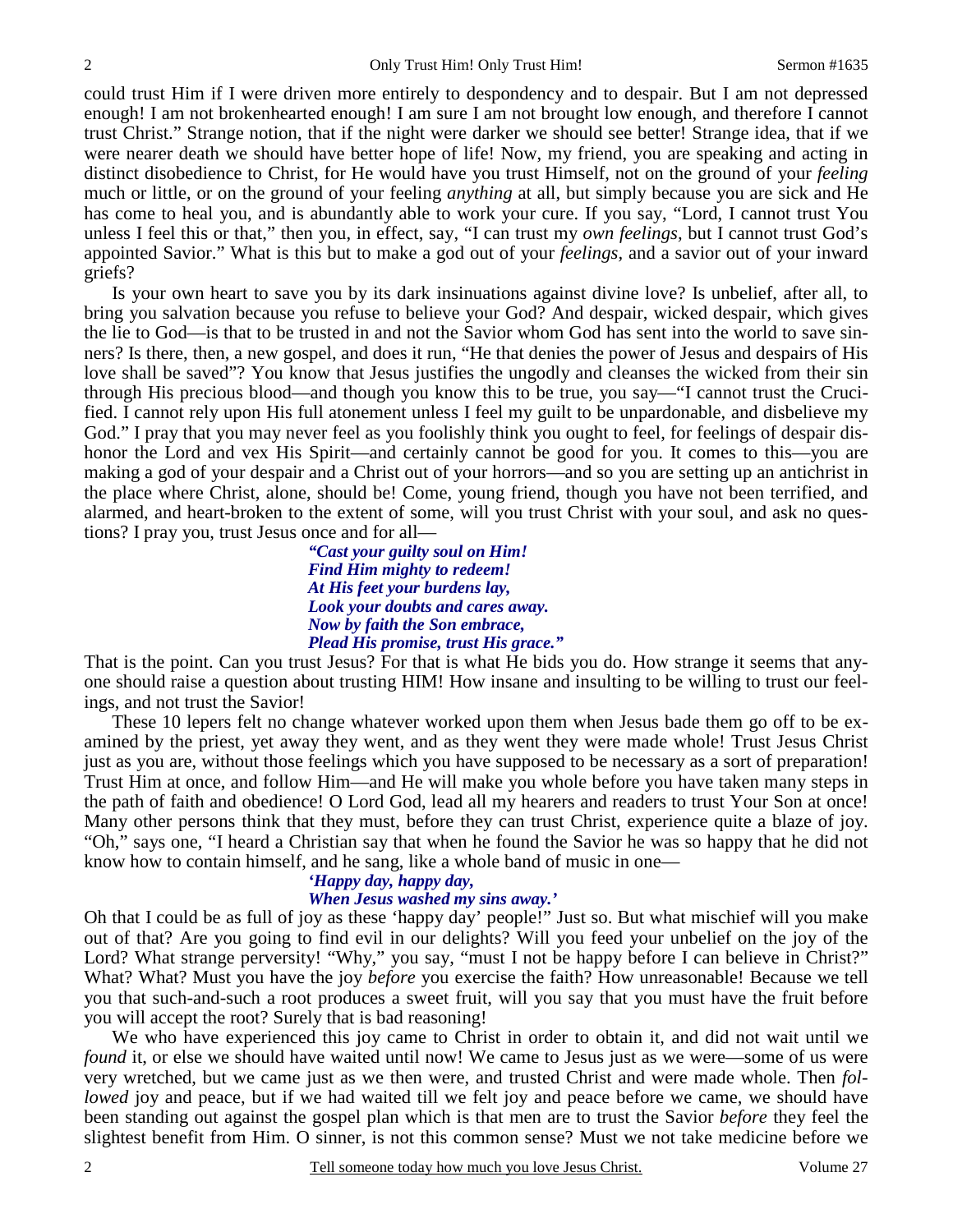could trust Him if I were driven more entirely to despondency and to despair. But I am not depressed enough! I am not brokenhearted enough! I am sure I am not brought low enough, and therefore I cannot trust Christ." Strange notion, that if the night were darker we should see better! Strange idea, that if we were nearer death we should have better hope of life! Now, my friend, you are speaking and acting in distinct disobedience to Christ, for He would have you trust Himself, not on the ground of your *feeling* much or little, or on the ground of your feeling *anything* at all, but simply because you are sick and He has come to heal you, and is abundantly able to work your cure. If you say, "Lord, I cannot trust You unless I feel this or that," then you, in effect, say, "I can trust my *own feelings*, but I cannot trust God's appointed Savior." What is this but to make a god out of your *feelings*, and a savior out of your inward griefs?

Is your own heart to save you by its dark insinuations against divine love? Is unbelief, after all, to bring you salvation because you refuse to believe your God? And despair, wicked despair, which gives the lie to God—is that to be trusted in and not the Savior whom God has sent into the world to save sinners? Is there, then, a new gospel, and does it run, "He that denies the power of Jesus and despairs of His love shall be saved"? You know that Jesus justifies the ungodly and cleanses the wicked from their sin through His precious blood—and though you know this to be true, you say—"I cannot trust the Crucified. I cannot rely upon His full atonement unless I feel my guilt to be unpardonable, and disbelieve my God." I pray that you may never feel as you foolishly think you ought to feel, for feelings of despair dishonor the Lord and vex His Spirit—and certainly cannot be good for you. It comes to this—you are making a god of your despair and a Christ out of your horrors—and so you are setting up an antichrist in the place where Christ, alone, should be! Come, young friend, though you have not been terrified, and alarmed, and heart-broken to the extent of some, will you trust Christ with your soul, and ask no questions? I pray you, trust Jesus once and for all—

> ***"Cast your guilty soul on Him!***
> ***Find Him mighty to redeem!***
> ***At His feet your burdens lay,***
> ***Look your doubts and cares away.***
> ***Now by faith the Son embrace,***
> ***Plead His promise, trust His grace."***

That is the point. Can you trust Jesus? For that is what He bids you do. How strange it seems that anyone should raise a question about trusting HIM! How insane and insulting to be willing to trust our feelings, and not trust the Savior!

These 10 lepers felt no change whatever worked upon them when Jesus bade them go off to be examined by the priest, yet away they went, and as they went they were made whole! Trust Jesus Christ just as you are, without those feelings which you have supposed to be necessary as a sort of preparation! Trust Him at once, and follow Him—and He will make you whole before you have taken many steps in the path of faith and obedience! O Lord God, lead all my hearers and readers to trust Your Son at once! Many other persons think that they must, before they can trust Christ, experience quite a blaze of joy. "Oh," says one, "I heard a Christian say that when he found the Savior he was so happy that he did not know how to contain himself, and he sang, like a whole band of music in one—

> ***'Happy day, happy day,***
> ***When Jesus washed my sins away.'***

Oh that I could be as full of joy as these 'happy day' people!" Just so. But what mischief will you make out of that? Are you going to find evil in our delights? Will you feed your unbelief on the joy of the Lord? What strange perversity! "Why," you say, "must I not be happy before I can believe in Christ?" What? What? Must you have the joy *before* you exercise the faith? How unreasonable! Because we tell you that such-and-such a root produces a sweet fruit, will you say that you must have the fruit before you will accept the root? Surely that is bad reasoning!

We who have experienced this joy came to Christ in order to obtain it, and did not wait until we *found* it, or else we should have waited until now! We came to Jesus just as we were—some of us were very wretched, but we came just as we then were, and trusted Christ and were made whole. Then *followed* joy and peace, but if we had waited till we felt joy and peace before we came, we should have been standing out against the gospel plan which is that men are to trust the Savior *before* they feel the slightest benefit from Him. O sinner, is not this common sense? Must we not take medicine before we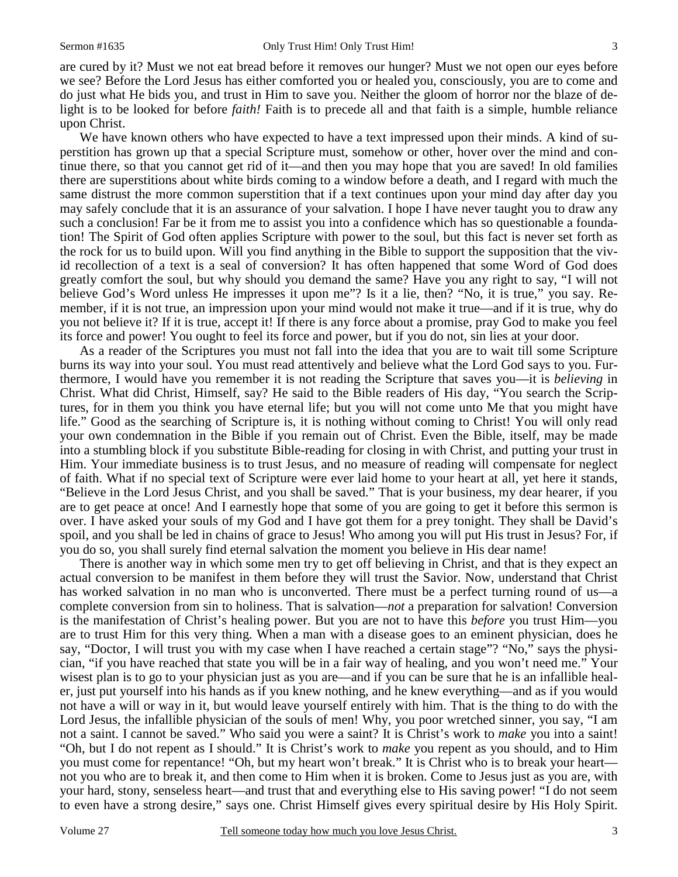are cured by it? Must we not eat bread before it removes our hunger? Must we not open our eyes before we see? Before the Lord Jesus has either comforted you or healed you, consciously, you are to come and do just what He bids you, and trust in Him to save you. Neither the gloom of horror nor the blaze of delight is to be looked for before *faith!* Faith is to precede all and that faith is a simple, humble reliance upon Christ.

We have known others who have expected to have a text impressed upon their minds. A kind of superstition has grown up that a special Scripture must, somehow or other, hover over the mind and continue there, so that you cannot get rid of it—and then you may hope that you are saved! In old families there are superstitions about white birds coming to a window before a death, and I regard with much the same distrust the more common superstition that if a text continues upon your mind day after day you may safely conclude that it is an assurance of your salvation. I hope I have never taught you to draw any such a conclusion! Far be it from me to assist you into a confidence which has so questionable a foundation! The Spirit of God often applies Scripture with power to the soul, but this fact is never set forth as the rock for us to build upon. Will you find anything in the Bible to support the supposition that the vivid recollection of a text is a seal of conversion? It has often happened that some Word of God does greatly comfort the soul, but why should you demand the same? Have you any right to say, "I will not believe God's Word unless He impresses it upon me"? Is it a lie, then? "No, it is true," you say. Remember, if it is not true, an impression upon your mind would not make it true—and if it is true, why do you not believe it? If it is true, accept it! If there is any force about a promise, pray God to make you feel its force and power! You ought to feel its force and power, but if you do not, sin lies at your door.

As a reader of the Scriptures you must not fall into the idea that you are to wait till some Scripture burns its way into your soul. You must read attentively and believe what the Lord God says to you. Furthermore, I would have you remember it is not reading the Scripture that saves you—it is *believing* in Christ. What did Christ, Himself, say? He said to the Bible readers of His day, "You search the Scriptures, for in them you think you have eternal life; but you will not come unto Me that you might have life." Good as the searching of Scripture is, it is nothing without coming to Christ! You will only read your own condemnation in the Bible if you remain out of Christ. Even the Bible, itself, may be made into a stumbling block if you substitute Bible-reading for closing in with Christ, and putting your trust in Him. Your immediate business is to trust Jesus, and no measure of reading will compensate for neglect of faith. What if no special text of Scripture were ever laid home to your heart at all, yet here it stands, "Believe in the Lord Jesus Christ, and you shall be saved." That is your business, my dear hearer, if you are to get peace at once! And I earnestly hope that some of you are going to get it before this sermon is over. I have asked your souls of my God and I have got them for a prey tonight. They shall be David's spoil, and you shall be led in chains of grace to Jesus! Who among you will put His trust in Jesus? For, if you do so, you shall surely find eternal salvation the moment you believe in His dear name!

There is another way in which some men try to get off believing in Christ, and that is they expect an actual conversion to be manifest in them before they will trust the Savior. Now, understand that Christ has worked salvation in no man who is unconverted. There must be a perfect turning round of us—a complete conversion from sin to holiness. That is salvation—*not* a preparation for salvation! Conversion is the manifestation of Christ's healing power. But you are not to have this *before* you trust Him—you are to trust Him for this very thing. When a man with a disease goes to an eminent physician, does he say, "Doctor, I will trust you with my case when I have reached a certain stage"? "No," says the physician, "if you have reached that state you will be in a fair way of healing, and you won't need me." Your wisest plan is to go to your physician just as you are—and if you can be sure that he is an infallible healer, just put yourself into his hands as if you knew nothing, and he knew everything—and as if you would not have a will or way in it, but would leave yourself entirely with him. That is the thing to do with the Lord Jesus, the infallible physician of the souls of men! Why, you poor wretched sinner, you say, "I am not a saint. I cannot be saved." Who said you were a saint? It is Christ's work to *make* you into a saint! "Oh, but I do not repent as I should." It is Christ's work to *make* you repent as you should, and to Him you must come for repentance! "Oh, but my heart won't break." It is Christ who is to break your heart—not you who are to break it, and then come to Him when it is broken. Come to Jesus just as you are, with your hard, stony, senseless heart—and trust that and everything else to His saving power! "I do not seem to even have a strong desire," says one. Christ Himself gives every spiritual desire by His Holy Spirit.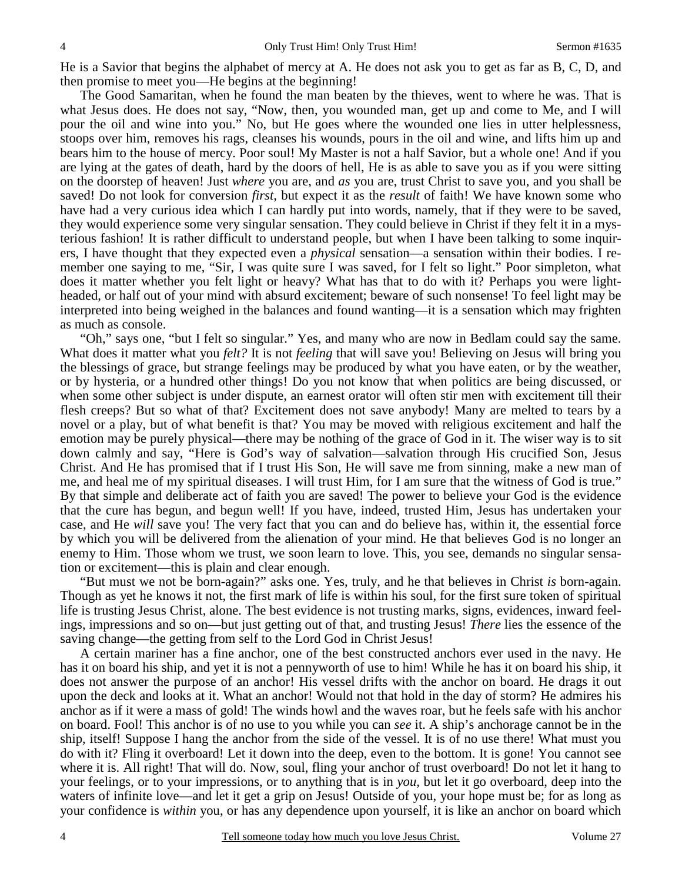He is a Savior that begins the alphabet of mercy at A. He does not ask you to get as far as B, C, D, and then promise to meet you—He begins at the beginning!

The Good Samaritan, when he found the man beaten by the thieves, went to where he was. That is what Jesus does. He does not say, "Now, then, you wounded man, get up and come to Me, and I will pour the oil and wine into you." No, but He goes where the wounded one lies in utter helplessness, stoops over him, removes his rags, cleanses his wounds, pours in the oil and wine, and lifts him up and bears him to the house of mercy. Poor soul! My Master is not a half Savior, but a whole one! And if you are lying at the gates of death, hard by the doors of hell, He is as able to save you as if you were sitting on the doorstep of heaven! Just *where* you are, and *as* you are, trust Christ to save you, and you shall be saved! Do not look for conversion *first,* but expect it as the *result* of faith! We have known some who have had a very curious idea which I can hardly put into words, namely, that if they were to be saved, they would experience some very singular sensation. They could believe in Christ if they felt it in a mysterious fashion! It is rather difficult to understand people, but when I have been talking to some inquirers, I have thought that they expected even a *physical* sensation—a sensation within their bodies. I remember one saying to me, "Sir, I was quite sure I was saved, for I felt so light." Poor simpleton, what does it matter whether you felt light or heavy? What has that to do with it? Perhaps you were light-headed, or half out of your mind with absurd excitement; beware of such nonsense! To feel light may be interpreted into being weighed in the balances and found wanting—it is a sensation which may frighten as much as console.

"Oh," says one, "but I felt so singular." Yes, and many who are now in Bedlam could say the same. What does it matter what you *felt?* It is not *feeling* that will save you! Believing on Jesus will bring you the blessings of grace, but strange feelings may be produced by what you have eaten, or by the weather, or by hysteria, or a hundred other things! Do you not know that when politics are being discussed, or when some other subject is under dispute, an earnest orator will often stir men with excitement till their flesh creeps? But so what of that? Excitement does not save anybody! Many are melted to tears by a novel or a play, but of what benefit is that? You may be moved with religious excitement and half the emotion may be purely physical—there may be nothing of the grace of God in it. The wiser way is to sit down calmly and say, "Here is God's way of salvation—salvation through His crucified Son, Jesus Christ. And He has promised that if I trust His Son, He will save me from sinning, make a new man of me, and heal me of my spiritual diseases. I will trust Him, for I am sure that the witness of God is true." By that simple and deliberate act of faith you are saved! The power to believe your God is the evidence that the cure has begun, and begun well! If you have, indeed, trusted Him, Jesus has undertaken your case, and He *will* save you! The very fact that you can and do believe has, within it, the essential force by which you will be delivered from the alienation of your mind. He that believes God is no longer an enemy to Him. Those whom we trust, we soon learn to love. This, you see, demands no singular sensation or excitement—this is plain and clear enough.

"But must we not be born-again?" asks one. Yes, truly, and he that believes in Christ *is* born-again. Though as yet he knows it not, the first mark of life is within his soul, for the first sure token of spiritual life is trusting Jesus Christ, alone. The best evidence is not trusting marks, signs, evidences, inward feelings, impressions and so on—but just getting out of that, and trusting Jesus! *There* lies the essence of the saving change—the getting from self to the Lord God in Christ Jesus!

A certain mariner has a fine anchor, one of the best constructed anchors ever used in the navy. He has it on board his ship, and yet it is not a pennyworth of use to him! While he has it on board his ship, it does not answer the purpose of an anchor! His vessel drifts with the anchor on board. He drags it out upon the deck and looks at it. What an anchor! Would not that hold in the day of storm? He admires his anchor as if it were a mass of gold! The winds howl and the waves roar, but he feels safe with his anchor on board. Fool! This anchor is of no use to you while you can *see* it. A ship's anchorage cannot be in the ship, itself! Suppose I hang the anchor from the side of the vessel. It is of no use there! What must you do with it? Fling it overboard! Let it down into the deep, even to the bottom. It is gone! You cannot see where it is. All right! That will do. Now, soul, fling your anchor of trust overboard! Do not let it hang to your feelings, or to your impressions, or to anything that is in *you,* but let it go overboard, deep into the waters of infinite love—and let it get a grip on Jesus! Outside of you, your hope must be; for as long as your confidence is *within* you, or has any dependence upon yourself, it is like an anchor on board which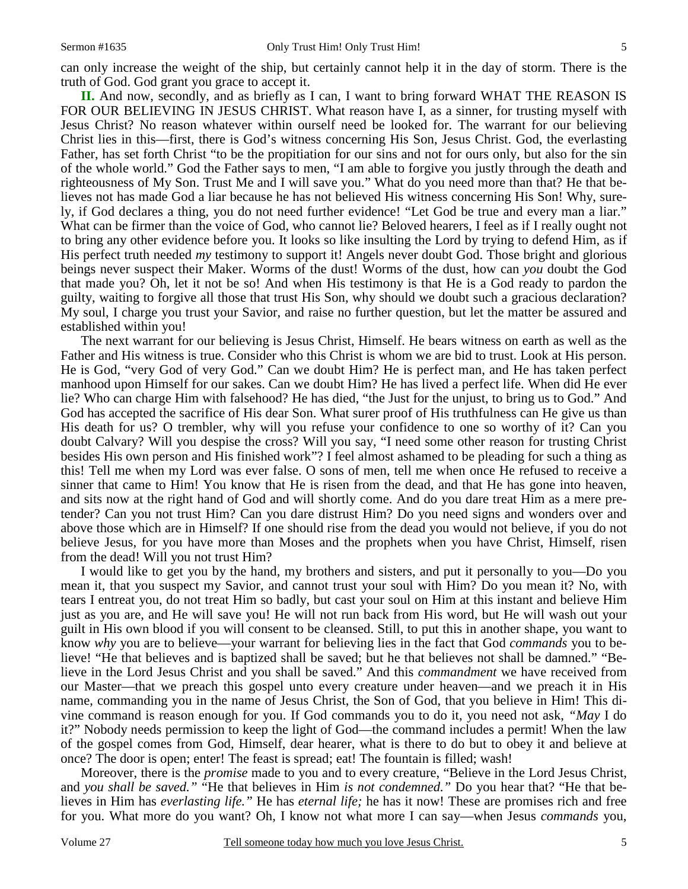can only increase the weight of the ship, but certainly cannot help it in the day of storm. There is the truth of God. God grant you grace to accept it.

**II.** And now, secondly, and as briefly as I can, I want to bring forward WHAT THE REASON IS FOR OUR BELIEVING IN JESUS CHRIST. What reason have I, as a sinner, for trusting myself with Jesus Christ? No reason whatever within ourself need be looked for. The warrant for our believing Christ lies in this—first, there is God's witness concerning His Son, Jesus Christ. God, the everlasting Father, has set forth Christ "to be the propitiation for our sins and not for ours only, but also for the sin of the whole world." God the Father says to men, "I am able to forgive you justly through the death and righteousness of My Son. Trust Me and I will save you." What do you need more than that? He that believes not has made God a liar because he has not believed His witness concerning His Son! Why, surely, if God declares a thing, you do not need further evidence! "Let God be true and every man a liar." What can be firmer than the voice of God, who cannot lie? Beloved hearers, I feel as if I really ought not to bring any other evidence before you. It looks so like insulting the Lord by trying to defend Him, as if His perfect truth needed *my* testimony to support it! Angels never doubt God. Those bright and glorious beings never suspect their Maker. Worms of the dust! Worms of the dust, how can *you* doubt the God that made you? Oh, let it not be so! And when His testimony is that He is a God ready to pardon the guilty, waiting to forgive all those that trust His Son, why should we doubt such a gracious declaration? My soul, I charge you trust your Savior, and raise no further question, but let the matter be assured and established within you!

The next warrant for our believing is Jesus Christ, Himself. He bears witness on earth as well as the Father and His witness is true. Consider who this Christ is whom we are bid to trust. Look at His person. He is God, "very God of very God." Can we doubt Him? He is perfect man, and He has taken perfect manhood upon Himself for our sakes. Can we doubt Him? He has lived a perfect life. When did He ever lie? Who can charge Him with falsehood? He has died, "the Just for the unjust, to bring us to God." And God has accepted the sacrifice of His dear Son. What surer proof of His truthfulness can He give us than His death for us? O trembler, why will you refuse your confidence to one so worthy of it? Can you doubt Calvary? Will you despise the cross? Will you say, "I need some other reason for trusting Christ besides His own person and His finished work"? I feel almost ashamed to be pleading for such a thing as this! Tell me when my Lord was ever false. O sons of men, tell me when once He refused to receive a sinner that came to Him! You know that He is risen from the dead, and that He has gone into heaven, and sits now at the right hand of God and will shortly come. And do you dare treat Him as a mere pretender? Can you not trust Him? Can you dare distrust Him? Do you need signs and wonders over and above those which are in Himself? If one should rise from the dead you would not believe, if you do not believe Jesus, for you have more than Moses and the prophets when you have Christ, Himself, risen from the dead! Will you not trust Him?

I would like to get you by the hand, my brothers and sisters, and put it personally to you—Do you mean it, that you suspect my Savior, and cannot trust your soul with Him? Do you mean it? No, with tears I entreat you, do not treat Him so badly, but cast your soul on Him at this instant and believe Him just as you are, and He will save you! He will not run back from His word, but He will wash out your guilt in His own blood if you will consent to be cleansed. Still, to put this in another shape, you want to know *why* you are to believe—your warrant for believing lies in the fact that God *commands* you to believe! "He that believes and is baptized shall be saved; but he that believes not shall be damned." "Believe in the Lord Jesus Christ and you shall be saved." And this *commandment* we have received from our Master—that we preach this gospel unto every creature under heaven—and we preach it in His name, commanding you in the name of Jesus Christ, the Son of God, that you believe in Him! This divine command is reason enough for you. If God commands you to do it, you need not ask, *"May* I do it?" Nobody needs permission to keep the light of God—the command includes a permit! When the law of the gospel comes from God, Himself, dear hearer, what is there to do but to obey it and believe at once? The door is open; enter! The feast is spread; eat! The fountain is filled; wash!

Moreover, there is the *promise* made to you and to every creature, "Believe in the Lord Jesus Christ, and *you shall be saved."* "He that believes in Him *is not condemned."* Do you hear that? "He that believes in Him has *everlasting life."* He has *eternal life;* he has it now! These are promises rich and free for you. What more do you want? Oh, I know not what more I can say—when Jesus *commands* you,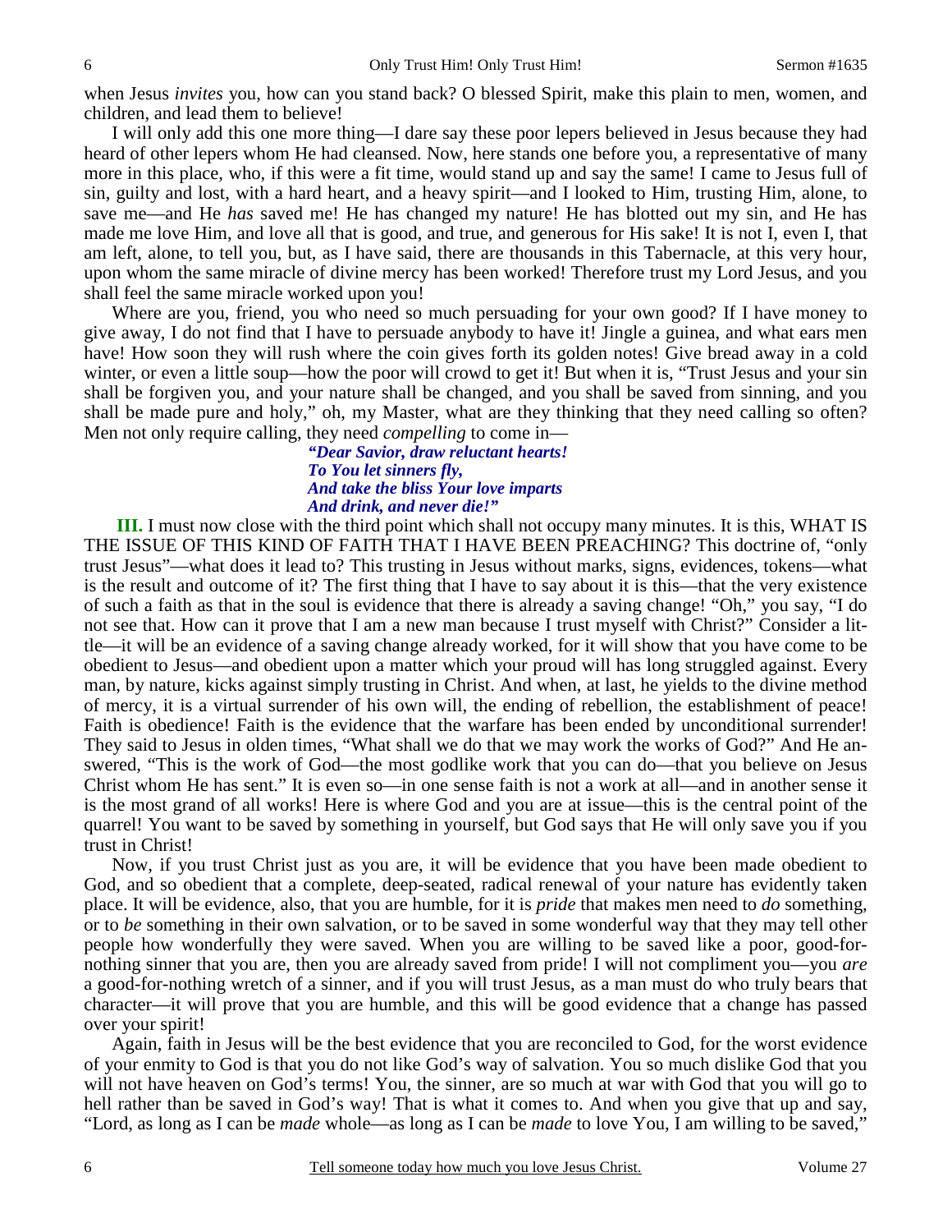when Jesus *invites* you, how can you stand back? O blessed Spirit, make this plain to men, women, and children, and lead them to believe!

I will only add this one more thing—I dare say these poor lepers believed in Jesus because they had heard of other lepers whom He had cleansed. Now, here stands one before you, a representative of many more in this place, who, if this were a fit time, would stand up and say the same! I came to Jesus full of sin, guilty and lost, with a hard heart, and a heavy spirit—and I looked to Him, trusting Him, alone, to save me—and He *has* saved me! He has changed my nature! He has blotted out my sin, and He has made me love Him, and love all that is good, and true, and generous for His sake! It is not I, even I, that am left, alone, to tell you, but, as I have said, there are thousands in this Tabernacle, at this very hour, upon whom the same miracle of divine mercy has been worked! Therefore trust my Lord Jesus, and you shall feel the same miracle worked upon you!

Where are you, friend, you who need so much persuading for your own good? If I have money to give away, I do not find that I have to persuade anybody to have it! Jingle a guinea, and what ears men have! How soon they will rush where the coin gives forth its golden notes! Give bread away in a cold winter, or even a little soup—how the poor will crowd to get it! But when it is, "Trust Jesus and your sin shall be forgiven you, and your nature shall be changed, and you shall be saved from sinning, and you shall be made pure and holy," oh, my Master, what are they thinking that they need calling so often? Men not only require calling, they need *compelling* to come in—

> ***"Dear Savior, draw reluctant hearts!***
> ***To You let sinners fly,***
> ***And take the bliss Your love imparts***
> ***And drink, and never die!"***

**III.** I must now close with the third point which shall not occupy many minutes. It is this, WHAT IS THE ISSUE OF THIS KIND OF FAITH THAT I HAVE BEEN PREACHING? This doctrine of, "only trust Jesus"—what does it lead to? This trusting in Jesus without marks, signs, evidences, tokens—what is the result and outcome of it? The first thing that I have to say about it is this—that the very existence of such a faith as that in the soul is evidence that there is already a saving change! "Oh," you say, "I do not see that. How can it prove that I am a new man because I trust myself with Christ?" Consider a little—it will be an evidence of a saving change already worked, for it will show that you have come to be obedient to Jesus—and obedient upon a matter which your proud will has long struggled against. Every man, by nature, kicks against simply trusting in Christ. And when, at last, he yields to the divine method of mercy, it is a virtual surrender of his own will, the ending of rebellion, the establishment of peace! Faith is obedience! Faith is the evidence that the warfare has been ended by unconditional surrender! They said to Jesus in olden times, "What shall we do that we may work the works of God?" And He answered, "This is the work of God—the most godlike work that you can do—that you believe on Jesus Christ whom He has sent." It is even so—in one sense faith is not a work at all—and in another sense it is the most grand of all works! Here is where God and you are at issue—this is the central point of the quarrel! You want to be saved by something in yourself, but God says that He will only save you if you trust in Christ!

Now, if you trust Christ just as you are, it will be evidence that you have been made obedient to God, and so obedient that a complete, deep-seated, radical renewal of your nature has evidently taken place. It will be evidence, also, that you are humble, for it is *pride* that makes men need to *do* something, or to *be* something in their own salvation, or to be saved in some wonderful way that they may tell other people how wonderfully they were saved. When you are willing to be saved like a poor, good-for-nothing sinner that you are, then you are already saved from pride! I will not compliment you—you *are* a good-for-nothing wretch of a sinner, and if you will trust Jesus, as a man must do who truly bears that character—it will prove that you are humble, and this will be good evidence that a change has passed over your spirit!

Again, faith in Jesus will be the best evidence that you are reconciled to God, for the worst evidence of your enmity to God is that you do not like God's way of salvation. You so much dislike God that you will not have heaven on God's terms! You, the sinner, are so much at war with God that you will go to hell rather than be saved in God's way! That is what it comes to. And when you give that up and say, "Lord, as long as I can be *made* whole—as long as I can be *made* to love You, I am willing to be saved,"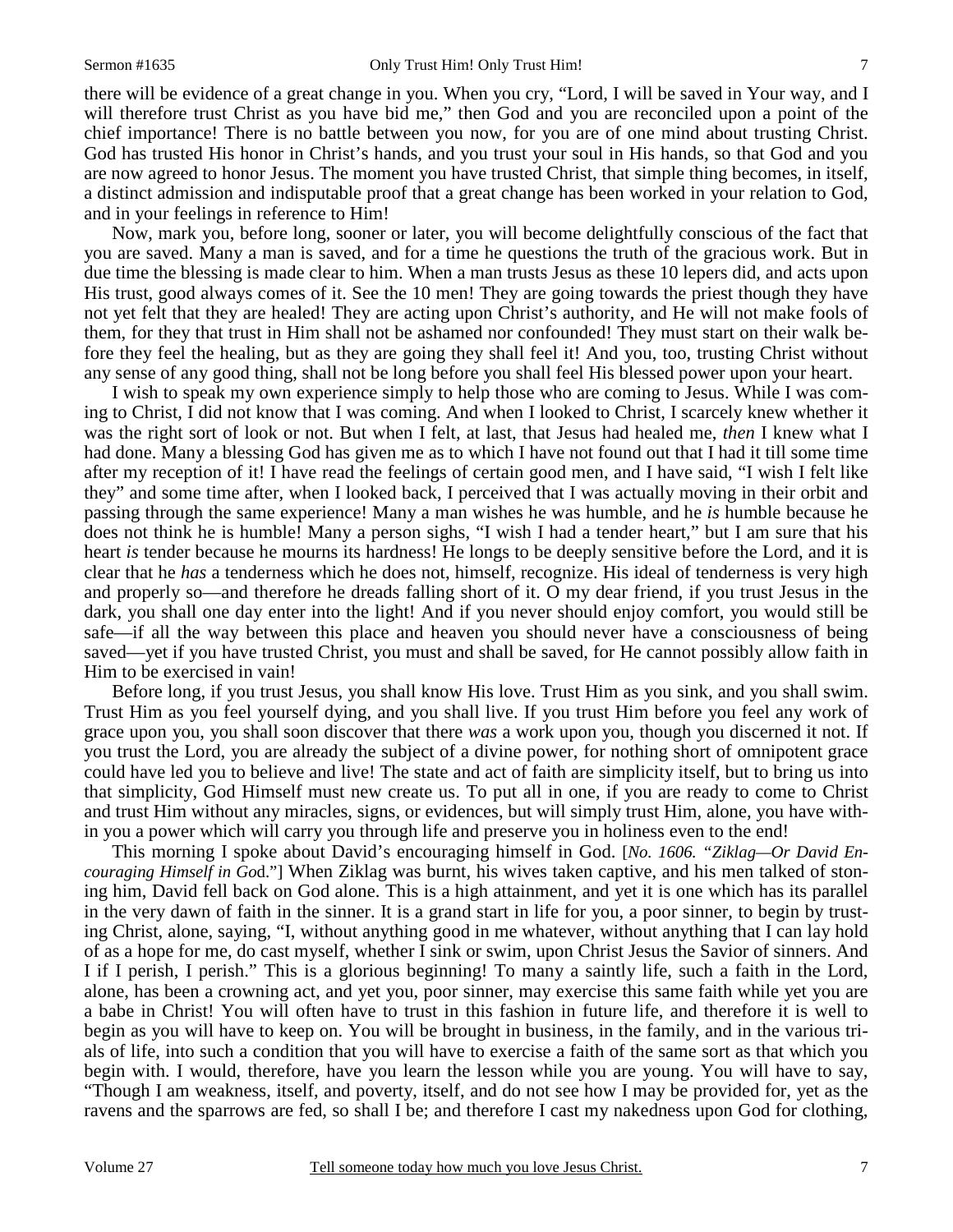there will be evidence of a great change in you. When you cry, "Lord, I will be saved in Your way, and I will therefore trust Christ as you have bid me," then God and you are reconciled upon a point of the chief importance! There is no battle between you now, for you are of one mind about trusting Christ. God has trusted His honor in Christ's hands, and you trust your soul in His hands, so that God and you are now agreed to honor Jesus. The moment you have trusted Christ, that simple thing becomes, in itself, a distinct admission and indisputable proof that a great change has been worked in your relation to God, and in your feelings in reference to Him!

Now, mark you, before long, sooner or later, you will become delightfully conscious of the fact that you are saved. Many a man is saved, and for a time he questions the truth of the gracious work. But in due time the blessing is made clear to him. When a man trusts Jesus as these 10 lepers did, and acts upon His trust, good always comes of it. See the 10 men! They are going towards the priest though they have not yet felt that they are healed! They are acting upon Christ's authority, and He will not make fools of them, for they that trust in Him shall not be ashamed nor confounded! They must start on their walk before they feel the healing, but as they are going they shall feel it! And you, too, trusting Christ without any sense of any good thing, shall not be long before you shall feel His blessed power upon your heart.

I wish to speak my own experience simply to help those who are coming to Jesus. While I was coming to Christ, I did not know that I was coming. And when I looked to Christ, I scarcely knew whether it was the right sort of look or not. But when I felt, at last, that Jesus had healed me, *then* I knew what I had done. Many a blessing God has given me as to which I have not found out that I had it till some time after my reception of it! I have read the feelings of certain good men, and I have said, "I wish I felt like they" and some time after, when I looked back, I perceived that I was actually moving in their orbit and passing through the same experience! Many a man wishes he was humble, and he *is* humble because he does not think he is humble! Many a person sighs, "I wish I had a tender heart," but I am sure that his heart *is* tender because he mourns its hardness! He longs to be deeply sensitive before the Lord, and it is clear that he *has* a tenderness which he does not, himself, recognize. His ideal of tenderness is very high and properly so—and therefore he dreads falling short of it. O my dear friend, if you trust Jesus in the dark, you shall one day enter into the light! And if you never should enjoy comfort, you would still be safe—if all the way between this place and heaven you should never have a consciousness of being saved—yet if you have trusted Christ, you must and shall be saved, for He cannot possibly allow faith in Him to be exercised in vain!

Before long, if you trust Jesus, you shall know His love. Trust Him as you sink, and you shall swim. Trust Him as you feel yourself dying, and you shall live. If you trust Him before you feel any work of grace upon you, you shall soon discover that there *was* a work upon you, though you discerned it not. If you trust the Lord, you are already the subject of a divine power, for nothing short of omnipotent grace could have led you to believe and live! The state and act of faith are simplicity itself, but to bring us into that simplicity, God Himself must new create us. To put all in one, if you are ready to come to Christ and trust Him without any miracles, signs, or evidences, but will simply trust Him, alone, you have within you a power which will carry you through life and preserve you in holiness even to the end!

This morning I spoke about David's encouraging himself in God. [*No. 1606. "Ziklag—Or David Encouraging Himself in God*."] When Ziklag was burnt, his wives taken captive, and his men talked of stoning him, David fell back on God alone. This is a high attainment, and yet it is one which has its parallel in the very dawn of faith in the sinner. It is a grand start in life for you, a poor sinner, to begin by trusting Christ, alone, saying, "I, without anything good in me whatever, without anything that I can lay hold of as a hope for me, do cast myself, whether I sink or swim, upon Christ Jesus the Savior of sinners. And I if I perish, I perish." This is a glorious beginning! To many a saintly life, such a faith in the Lord, alone, has been a crowning act, and yet you, poor sinner, may exercise this same faith while yet you are a babe in Christ! You will often have to trust in this fashion in future life, and therefore it is well to begin as you will have to keep on. You will be brought in business, in the family, and in the various trials of life, into such a condition that you will have to exercise a faith of the same sort as that which you begin with. I would, therefore, have you learn the lesson while you are young. You will have to say, "Though I am weakness, itself, and poverty, itself, and do not see how I may be provided for, yet as the ravens and the sparrows are fed, so shall I be; and therefore I cast my nakedness upon God for clothing,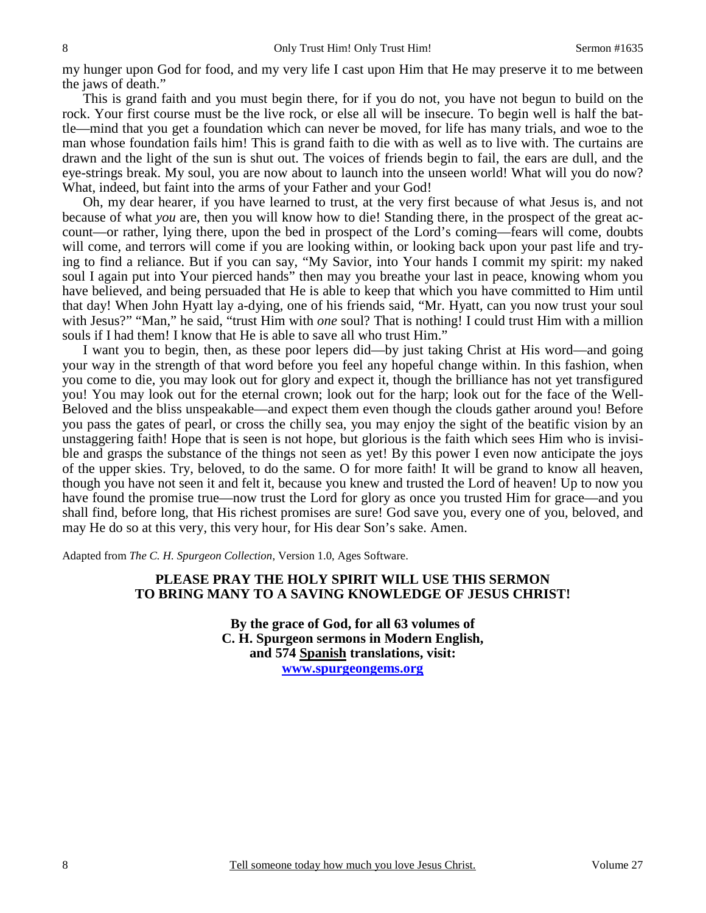my hunger upon God for food, and my very life I cast upon Him that He may preserve it to me between the jaws of death."

This is grand faith and you must begin there, for if you do not, you have not begun to build on the rock. Your first course must be the live rock, or else all will be insecure. To begin well is half the battle—mind that you get a foundation which can never be moved, for life has many trials, and woe to the man whose foundation fails him! This is grand faith to die with as well as to live with. The curtains are drawn and the light of the sun is shut out. The voices of friends begin to fail, the ears are dull, and the eye-strings break. My soul, you are now about to launch into the unseen world! What will you do now? What, indeed, but faint into the arms of your Father and your God!

Oh, my dear hearer, if you have learned to trust, at the very first because of what Jesus is, and not because of what *you* are, then you will know how to die! Standing there, in the prospect of the great account—or rather, lying there, upon the bed in prospect of the Lord's coming—fears will come, doubts will come, and terrors will come if you are looking within, or looking back upon your past life and trying to find a reliance. But if you can say, "My Savior, into Your hands I commit my spirit: my naked soul I again put into Your pierced hands" then may you breathe your last in peace, knowing whom you have believed, and being persuaded that He is able to keep that which you have committed to Him until that day! When John Hyatt lay a-dying, one of his friends said, "Mr. Hyatt, can you now trust your soul with Jesus?" "Man," he said, "trust Him with *one* soul? That is nothing! I could trust Him with a million souls if I had them! I know that He is able to save all who trust Him."

I want you to begin, then, as these poor lepers did—by just taking Christ at His word—and going your way in the strength of that word before you feel any hopeful change within. In this fashion, when you come to die, you may look out for glory and expect it, though the brilliance has not yet transfigured you! You may look out for the eternal crown; look out for the harp; look out for the face of the Well-Beloved and the bliss unspeakable—and expect them even though the clouds gather around you! Before you pass the gates of pearl, or cross the chilly sea, you may enjoy the sight of the beatific vision by an unstaggering faith! Hope that is seen is not hope, but glorious is the faith which sees Him who is invisible and grasps the substance of the things not seen as yet! By this power I even now anticipate the joys of the upper skies. Try, beloved, to do the same. O for more faith! It will be grand to know all heaven, though you have not seen it and felt it, because you knew and trusted the Lord of heaven! Up to now you have found the promise true—now trust the Lord for glory as once you trusted Him for grace—and you shall find, before long, that His richest promises are sure! God save you, every one of you, beloved, and may He do so at this very, this very hour, for His dear Son's sake. Amen.

Adapted from *The C. H. Spurgeon Collection*, Version 1.0, Ages Software.

**PLEASE PRAY THE HOLY SPIRIT WILL USE THIS SERMON TO BRING MANY TO A SAVING KNOWLEDGE OF JESUS CHRIST!**

**By the grace of God, for all 63 volumes of C. H. Spurgeon sermons in Modern English, and 574 Spanish translations, visit: www.spurgeongems.org**